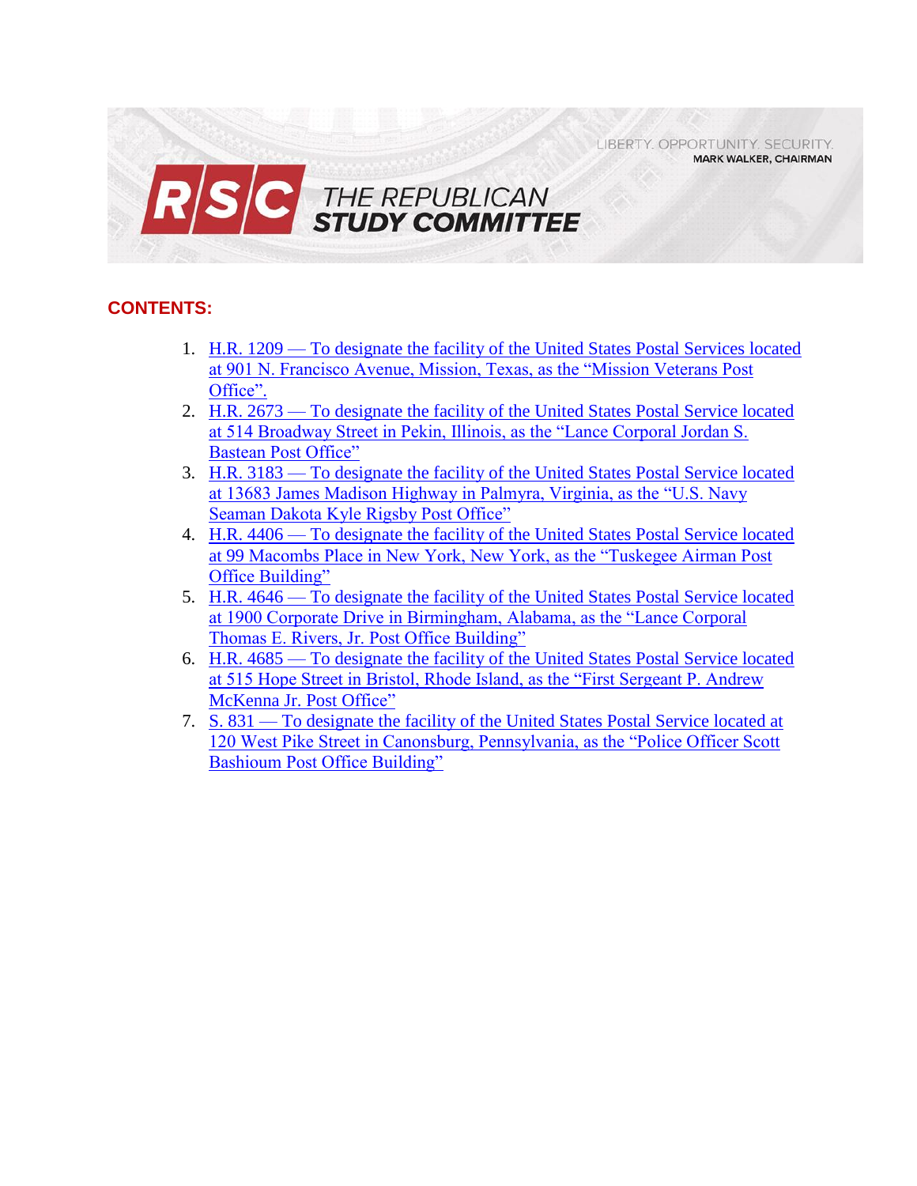LIBERTY. OPPORTUNITY. SECURITY.
MARK WALKER, CHAIRMAN

RSC THE REPUBLICAN STUDY COMMITTEE

## CONTENTS:

1. H.R. 1209 — To designate the facility of the United States Postal Services located at 901 N. Francisco Avenue, Mission, Texas, as the "Mission Veterans Post Office".
2. H.R. 2673 — To designate the facility of the United States Postal Service located at 514 Broadway Street in Pekin, Illinois, as the "Lance Corporal Jordan S. Bastean Post Office"
3. H.R. 3183 — To designate the facility of the United States Postal Service located at 13683 James Madison Highway in Palmyra, Virginia, as the "U.S. Navy Seaman Dakota Kyle Rigsby Post Office"
4. H.R. 4406 — To designate the facility of the United States Postal Service located at 99 Macombs Place in New York, New York, as the "Tuskegee Airman Post Office Building"
5. H.R. 4646 — To designate the facility of the United States Postal Service located at 1900 Corporate Drive in Birmingham, Alabama, as the "Lance Corporal Thomas E. Rivers, Jr. Post Office Building"
6. H.R. 4685 — To designate the facility of the United States Postal Service located at 515 Hope Street in Bristol, Rhode Island, as the "First Sergeant P. Andrew McKenna Jr. Post Office"
7. S. 831 — To designate the facility of the United States Postal Service located at 120 West Pike Street in Canonsburg, Pennsylvania, as the "Police Officer Scott Bashioum Post Office Building"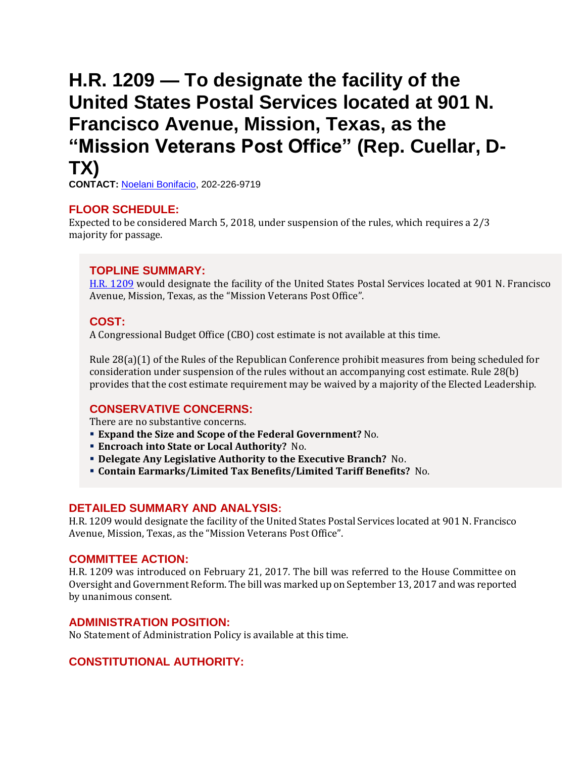# H.R. 1209 — To designate the facility of the United States Postal Services located at 901 N. Francisco Avenue, Mission, Texas, as the "Mission Veterans Post Office" (Rep. Cuellar, D-TX)

**CONTACT:** Noelani Bonifacio, 202-226-9719

## FLOOR SCHEDULE:

Expected to be considered March 5, 2018, under suspension of the rules, which requires a 2/3 majority for passage.

## TOPLINE SUMMARY:

H.R. 1209 would designate the facility of the United States Postal Services located at 901 N. Francisco Avenue, Mission, Texas, as the "Mission Veterans Post Office".

## COST:

A Congressional Budget Office (CBO) cost estimate is not available at this time.

Rule 28(a)(1) of the Rules of the Republican Conference prohibit measures from being scheduled for consideration under suspension of the rules without an accompanying cost estimate. Rule 28(b) provides that the cost estimate requirement may be waived by a majority of the Elected Leadership.

## CONSERVATIVE CONCERNS:

There are no substantive concerns.

- **Expand the Size and Scope of the Federal Government?** No.
- **Encroach into State or Local Authority?** No.
- **Delegate Any Legislative Authority to the Executive Branch?** No.
- **Contain Earmarks/Limited Tax Benefits/Limited Tariff Benefits?** No.

## DETAILED SUMMARY AND ANALYSIS:

H.R. 1209 would designate the facility of the United States Postal Services located at 901 N. Francisco Avenue, Mission, Texas, as the "Mission Veterans Post Office".

## COMMITTEE ACTION:

H.R. 1209 was introduced on February 21, 2017. The bill was referred to the House Committee on Oversight and Government Reform. The bill was marked up on September 13, 2017 and was reported by unanimous consent.

## ADMINISTRATION POSITION:

No Statement of Administration Policy is available at this time.

## CONSTITUTIONAL AUTHORITY: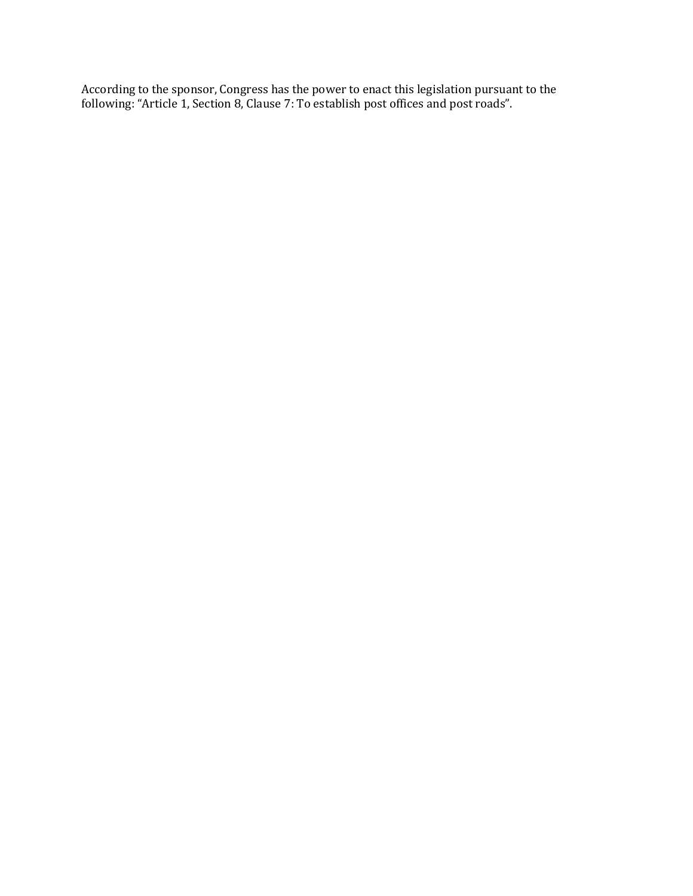According to the sponsor, Congress has the power to enact this legislation pursuant to the following: “Article 1, Section 8, Clause 7: To establish post offices and post roads”.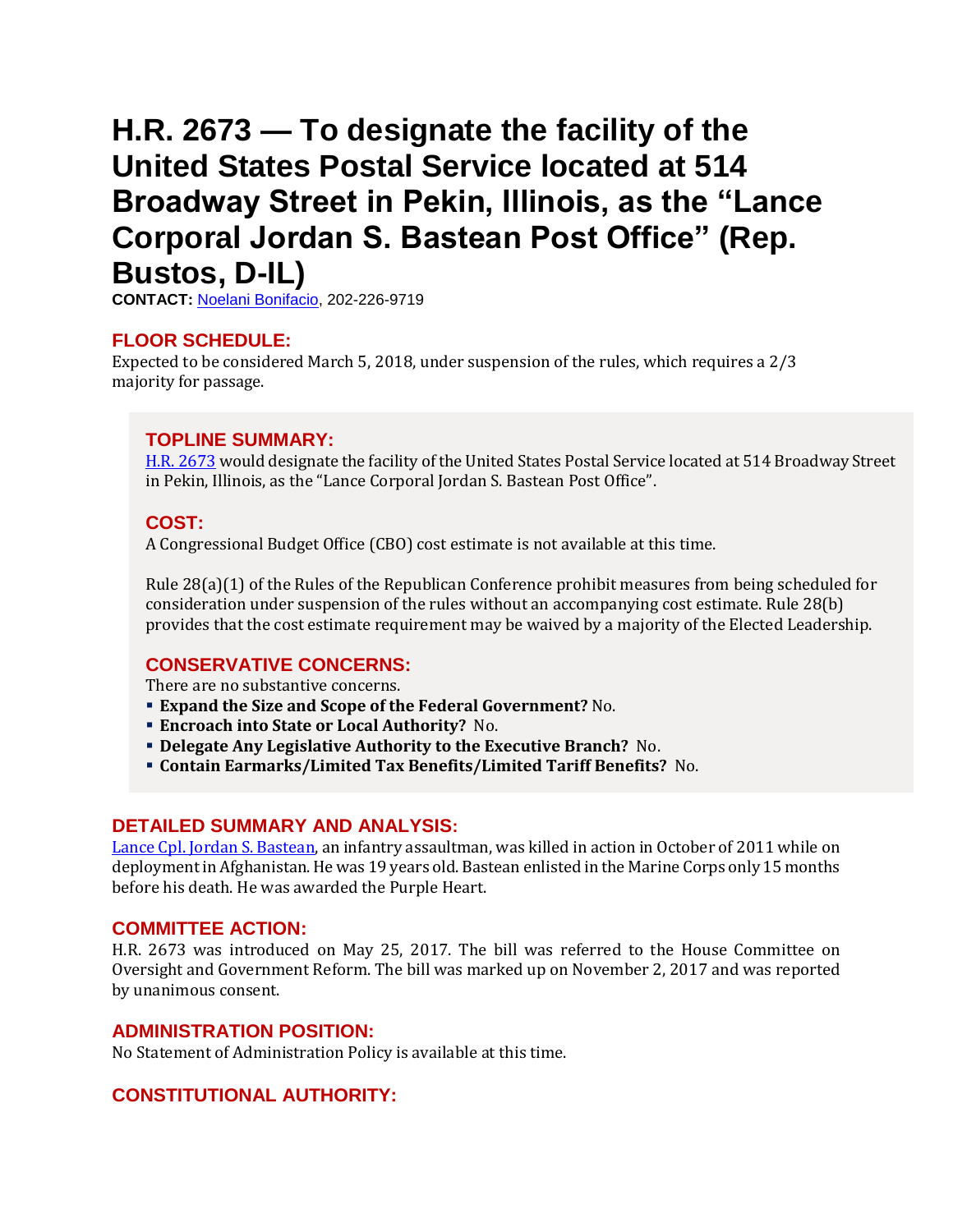# H.R. 2673 — To designate the facility of the United States Postal Service located at 514 Broadway Street in Pekin, Illinois, as the "Lance Corporal Jordan S. Bastean Post Office" (Rep. Bustos, D-IL)

**CONTACT:** Noelani Bonifacio, 202-226-9719

## FLOOR SCHEDULE:

Expected to be considered March 5, 2018, under suspension of the rules, which requires a 2/3 majority for passage.

## TOPLINE SUMMARY:

H.R. 2673 would designate the facility of the United States Postal Service located at 514 Broadway Street in Pekin, Illinois, as the "Lance Corporal Jordan S. Bastean Post Office".

## COST:

A Congressional Budget Office (CBO) cost estimate is not available at this time.

Rule 28(a)(1) of the Rules of the Republican Conference prohibit measures from being scheduled for consideration under suspension of the rules without an accompanying cost estimate. Rule 28(b) provides that the cost estimate requirement may be waived by a majority of the Elected Leadership.

## CONSERVATIVE CONCERNS:

There are no substantive concerns.

- **Expand the Size and Scope of the Federal Government?** No.
- **Encroach into State or Local Authority?** No.
- **Delegate Any Legislative Authority to the Executive Branch?** No.
- **Contain Earmarks/Limited Tax Benefits/Limited Tariff Benefits?** No.

## DETAILED SUMMARY AND ANALYSIS:

Lance Cpl. Jordan S. Bastean, an infantry assaultman, was killed in action in October of 2011 while on deployment in Afghanistan. He was 19 years old. Bastean enlisted in the Marine Corps only 15 months before his death. He was awarded the Purple Heart.

## COMMITTEE ACTION:

H.R. 2673 was introduced on May 25, 2017. The bill was referred to the House Committee on Oversight and Government Reform. The bill was marked up on November 2, 2017 and was reported by unanimous consent.

## ADMINISTRATION POSITION:

No Statement of Administration Policy is available at this time.

## CONSTITUTIONAL AUTHORITY: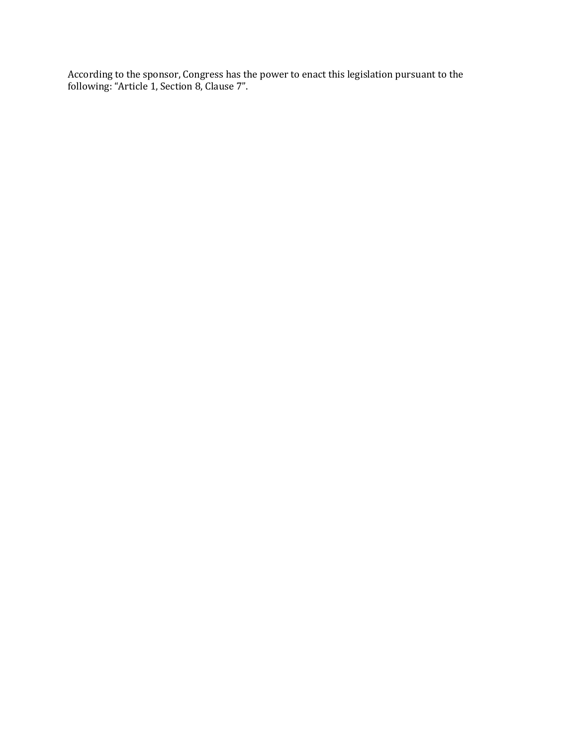According to the sponsor, Congress has the power to enact this legislation pursuant to the following: “Article 1, Section 8, Clause 7”.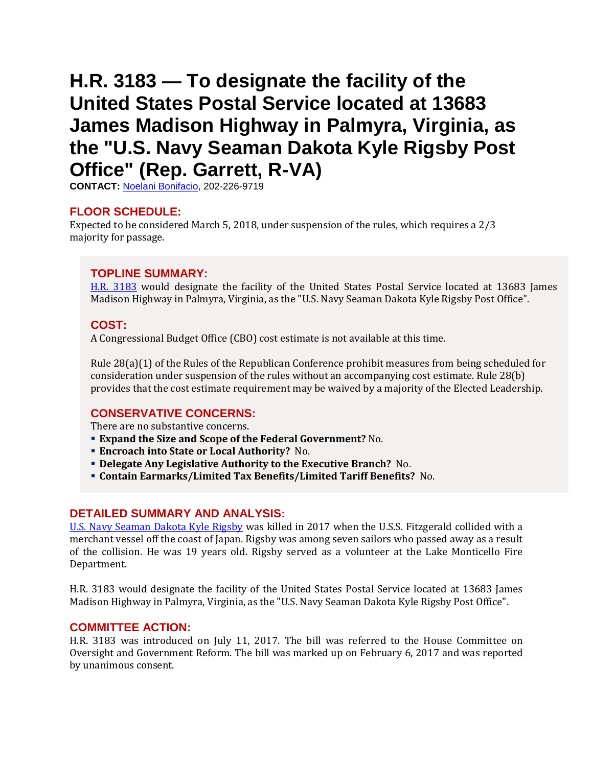# H.R. 3183 — To designate the facility of the United States Postal Service located at 13683 James Madison Highway in Palmyra, Virginia, as the "U.S. Navy Seaman Dakota Kyle Rigsby Post Office" (Rep. Garrett, R-VA)

**CONTACT:** Noelani Bonifacio, 202-226-9719

## FLOOR SCHEDULE:

Expected to be considered March 5, 2018, under suspension of the rules, which requires a 2/3 majority for passage.

## TOPLINE SUMMARY:

H.R. 3183 would designate the facility of the United States Postal Service located at 13683 James Madison Highway in Palmyra, Virginia, as the "U.S. Navy Seaman Dakota Kyle Rigsby Post Office".

## COST:

A Congressional Budget Office (CBO) cost estimate is not available at this time.

Rule 28(a)(1) of the Rules of the Republican Conference prohibit measures from being scheduled for consideration under suspension of the rules without an accompanying cost estimate. Rule 28(b) provides that the cost estimate requirement may be waived by a majority of the Elected Leadership.

## CONSERVATIVE CONCERNS:

There are no substantive concerns.

- **Expand the Size and Scope of the Federal Government?** No.
- **Encroach into State or Local Authority?** No.
- **Delegate Any Legislative Authority to the Executive Branch?** No.
- **Contain Earmarks/Limited Tax Benefits/Limited Tariff Benefits?** No.

## DETAILED SUMMARY AND ANALYSIS:

U.S. Navy Seaman Dakota Kyle Rigsby was killed in 2017 when the U.S.S. Fitzgerald collided with a merchant vessel off the coast of Japan. Rigsby was among seven sailors who passed away as a result of the collision. He was 19 years old. Rigsby served as a volunteer at the Lake Monticello Fire Department.

H.R. 3183 would designate the facility of the United States Postal Service located at 13683 James Madison Highway in Palmyra, Virginia, as the "U.S. Navy Seaman Dakota Kyle Rigsby Post Office".

## COMMITTEE ACTION:

H.R. 3183 was introduced on July 11, 2017. The bill was referred to the House Committee on Oversight and Government Reform. The bill was marked up on February 6, 2017 and was reported by unanimous consent.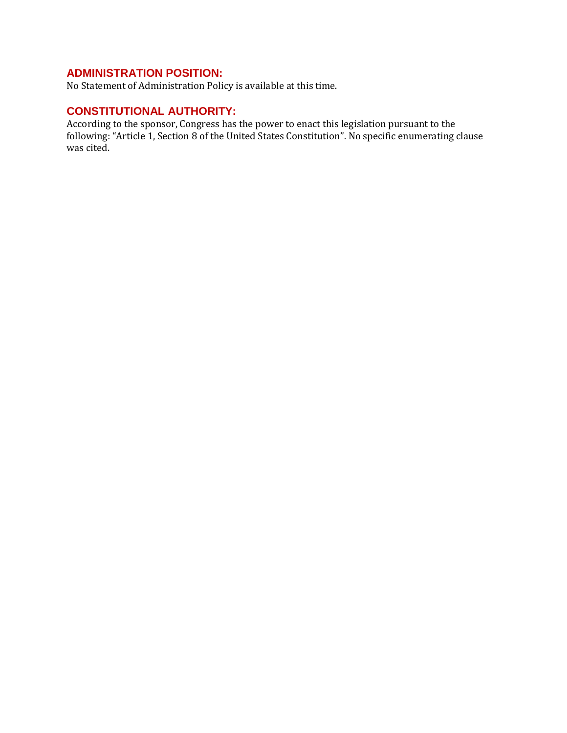## ADMINISTRATION POSITION:

No Statement of Administration Policy is available at this time.

## CONSTITUTIONAL AUTHORITY:

According to the sponsor, Congress has the power to enact this legislation pursuant to the following: "Article 1, Section 8 of the United States Constitution". No specific enumerating clause was cited.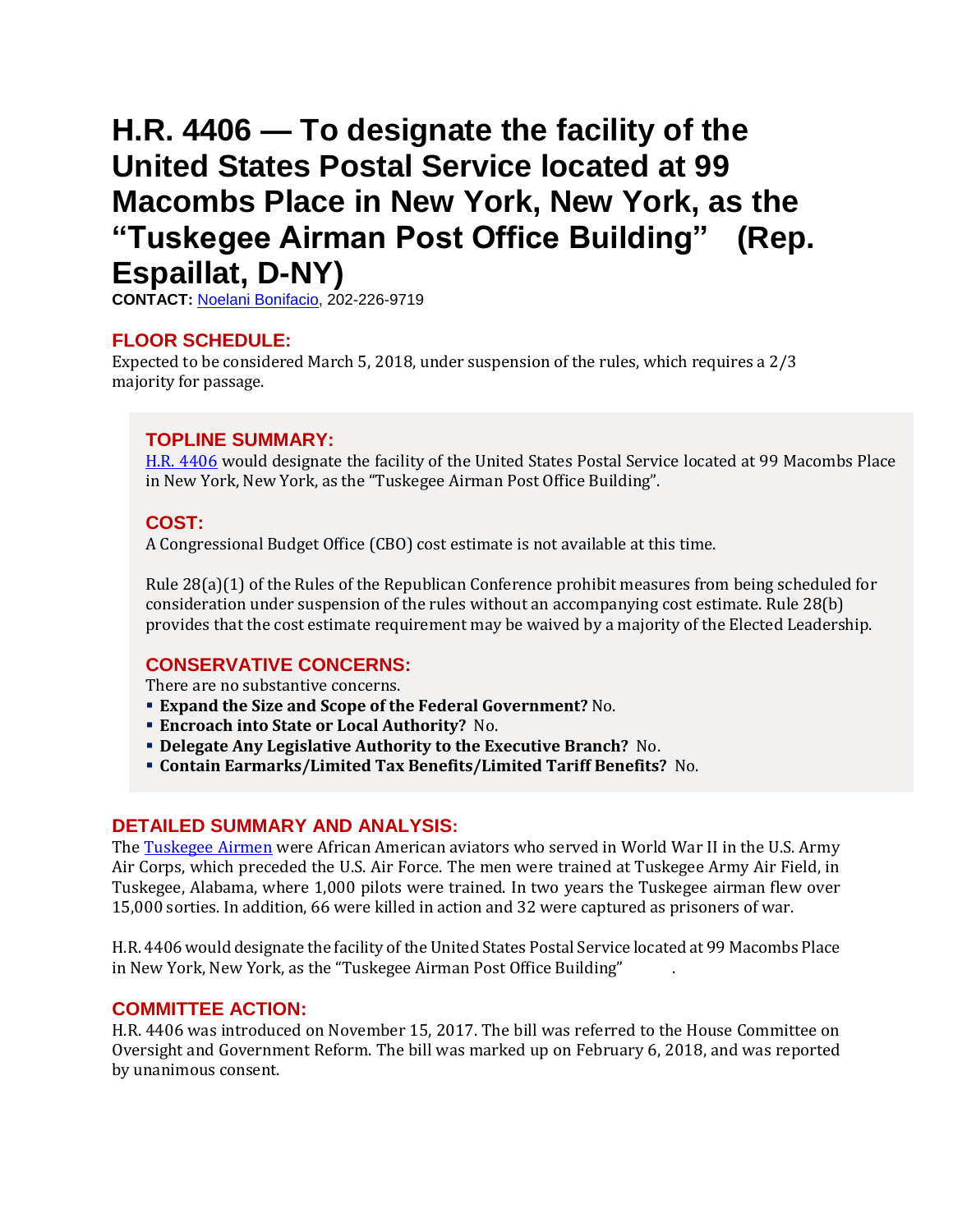# H.R. 4406 — To designate the facility of the United States Postal Service located at 99 Macombs Place in New York, New York, as the "Tuskegee Airman Post Office Building" (Rep. Espaillat, D-NY)

**CONTACT:** Noelani Bonifacio, 202-226-9719

## FLOOR SCHEDULE:

Expected to be considered March 5, 2018, under suspension of the rules, which requires a 2/3 majority for passage.

## TOPLINE SUMMARY:

H.R. 4406 would designate the facility of the United States Postal Service located at 99 Macombs Place in New York, New York, as the "Tuskegee Airman Post Office Building".

## COST:

A Congressional Budget Office (CBO) cost estimate is not available at this time.

Rule 28(a)(1) of the Rules of the Republican Conference prohibit measures from being scheduled for consideration under suspension of the rules without an accompanying cost estimate. Rule 28(b) provides that the cost estimate requirement may be waived by a majority of the Elected Leadership.

## CONSERVATIVE CONCERNS:

There are no substantive concerns.

- **Expand the Size and Scope of the Federal Government?** No.
- **Encroach into State or Local Authority?** No.
- **Delegate Any Legislative Authority to the Executive Branch?** No.
- **Contain Earmarks/Limited Tax Benefits/Limited Tariff Benefits?** No.

## DETAILED SUMMARY AND ANALYSIS:

The Tuskegee Airmen were African American aviators who served in World War II in the U.S. Army Air Corps, which preceded the U.S. Air Force. The men were trained at Tuskegee Army Air Field, in Tuskegee, Alabama, where 1,000 pilots were trained. In two years the Tuskegee airman flew over 15,000 sorties. In addition, 66 were killed in action and 32 were captured as prisoners of war.

H.R. 4406 would designate the facility of the United States Postal Service located at 99 Macombs Place in New York, New York, as the "Tuskegee Airman Post Office Building".

## COMMITTEE ACTION:

H.R. 4406 was introduced on November 15, 2017. The bill was referred to the House Committee on Oversight and Government Reform. The bill was marked up on February 6, 2018, and was reported by unanimous consent.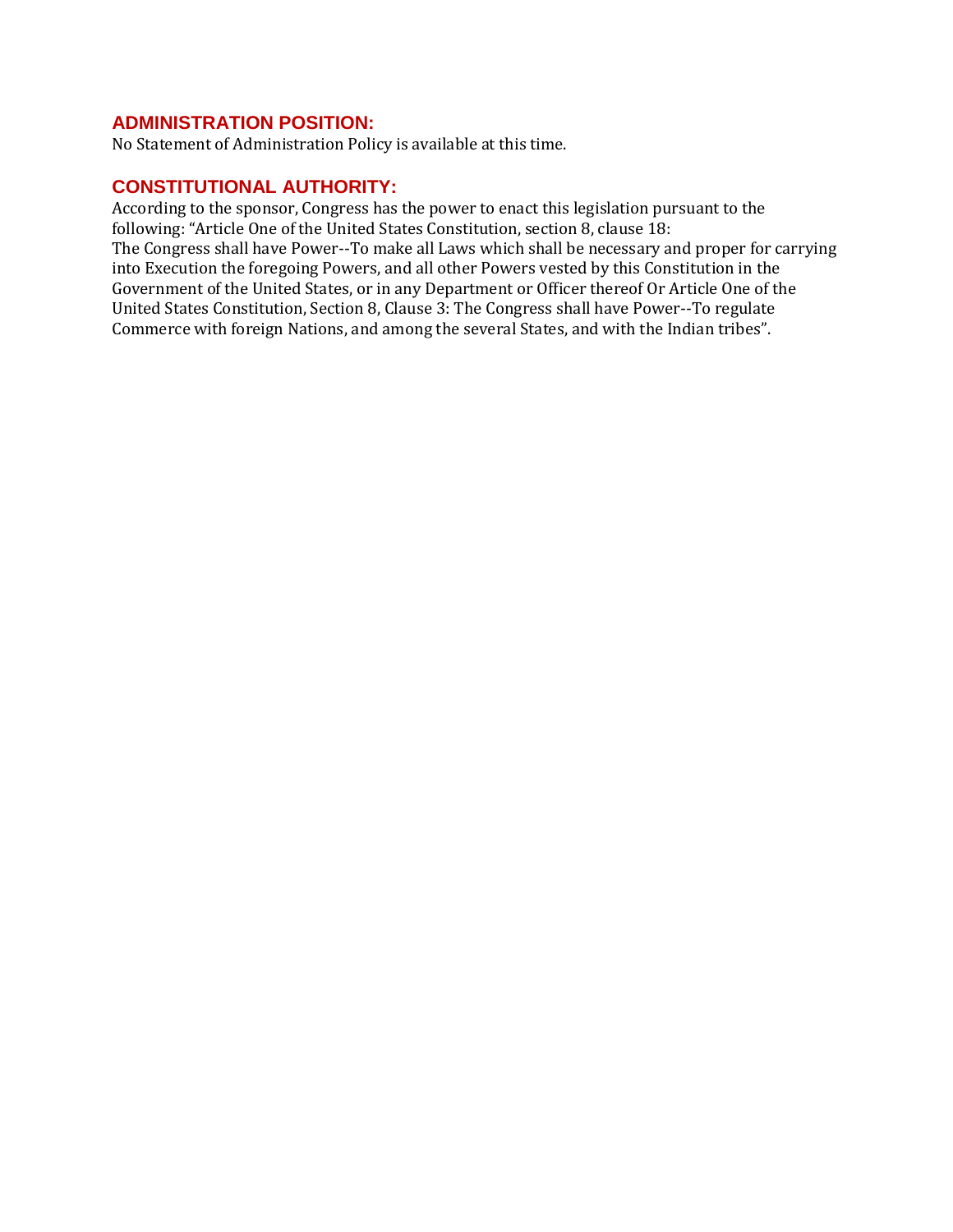## ADMINISTRATION POSITION:

No Statement of Administration Policy is available at this time.

## CONSTITUTIONAL AUTHORITY:

According to the sponsor, Congress has the power to enact this legislation pursuant to the following: "Article One of the United States Constitution, section 8, clause 18:
The Congress shall have Power--To make all Laws which shall be necessary and proper for carrying into Execution the foregoing Powers, and all other Powers vested by this Constitution in the Government of the United States, or in any Department or Officer thereof Or Article One of the United States Constitution, Section 8, Clause 3: The Congress shall have Power--To regulate Commerce with foreign Nations, and among the several States, and with the Indian tribes".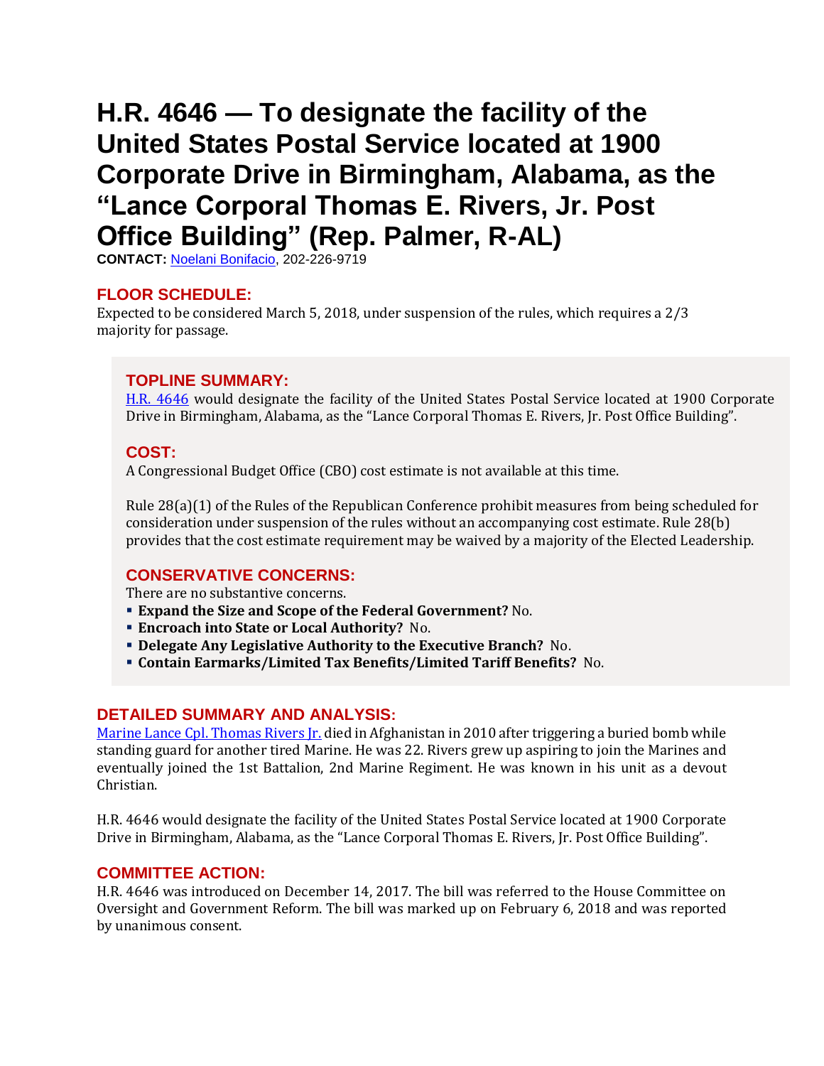# H.R. 4646 — To designate the facility of the United States Postal Service located at 1900 Corporate Drive in Birmingham, Alabama, as the "Lance Corporal Thomas E. Rivers, Jr. Post Office Building" (Rep. Palmer, R-AL)

**CONTACT:** Noelani Bonifacio, 202-226-9719

## FLOOR SCHEDULE:

Expected to be considered March 5, 2018, under suspension of the rules, which requires a 2/3 majority for passage.

## TOPLINE SUMMARY:

H.R. 4646 would designate the facility of the United States Postal Service located at 1900 Corporate Drive in Birmingham, Alabama, as the "Lance Corporal Thomas E. Rivers, Jr. Post Office Building".

## COST:

A Congressional Budget Office (CBO) cost estimate is not available at this time.

Rule 28(a)(1) of the Rules of the Republican Conference prohibit measures from being scheduled for consideration under suspension of the rules without an accompanying cost estimate. Rule 28(b) provides that the cost estimate requirement may be waived by a majority of the Elected Leadership.

## CONSERVATIVE CONCERNS:

There are no substantive concerns.

- **Expand the Size and Scope of the Federal Government?** No.
- **Encroach into State or Local Authority?** No.
- **Delegate Any Legislative Authority to the Executive Branch?** No.
- **Contain Earmarks/Limited Tax Benefits/Limited Tariff Benefits?** No.

## DETAILED SUMMARY AND ANALYSIS:

Marine Lance Cpl. Thomas Rivers Jr. died in Afghanistan in 2010 after triggering a buried bomb while standing guard for another tired Marine. He was 22. Rivers grew up aspiring to join the Marines and eventually joined the 1st Battalion, 2nd Marine Regiment. He was known in his unit as a devout Christian.

H.R. 4646 would designate the facility of the United States Postal Service located at 1900 Corporate Drive in Birmingham, Alabama, as the "Lance Corporal Thomas E. Rivers, Jr. Post Office Building".

## COMMITTEE ACTION:

H.R. 4646 was introduced on December 14, 2017. The bill was referred to the House Committee on Oversight and Government Reform. The bill was marked up on February 6, 2018 and was reported by unanimous consent.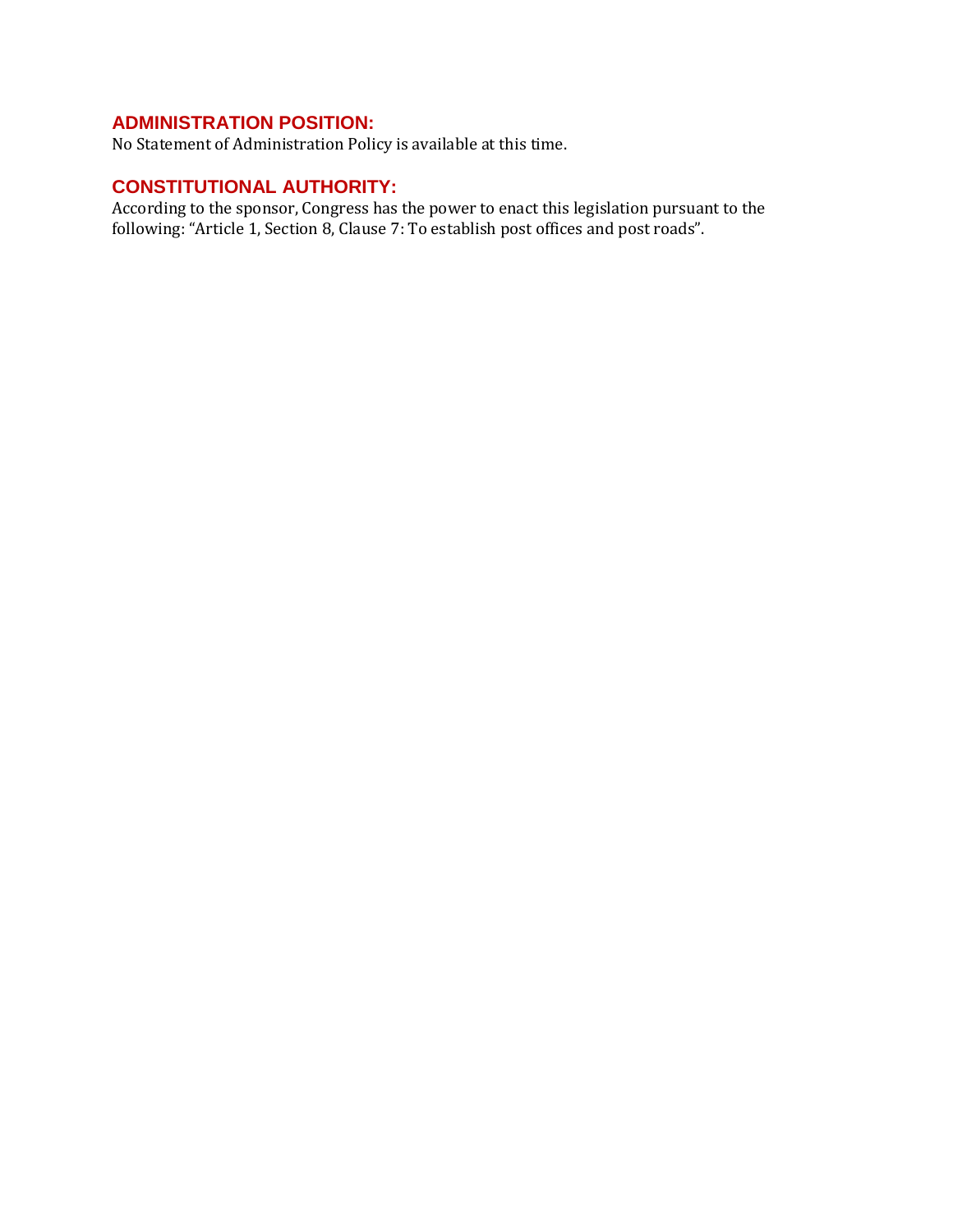## ADMINISTRATION POSITION:

No Statement of Administration Policy is available at this time.

## CONSTITUTIONAL AUTHORITY:

According to the sponsor, Congress has the power to enact this legislation pursuant to the following: "Article 1, Section 8, Clause 7: To establish post offices and post roads".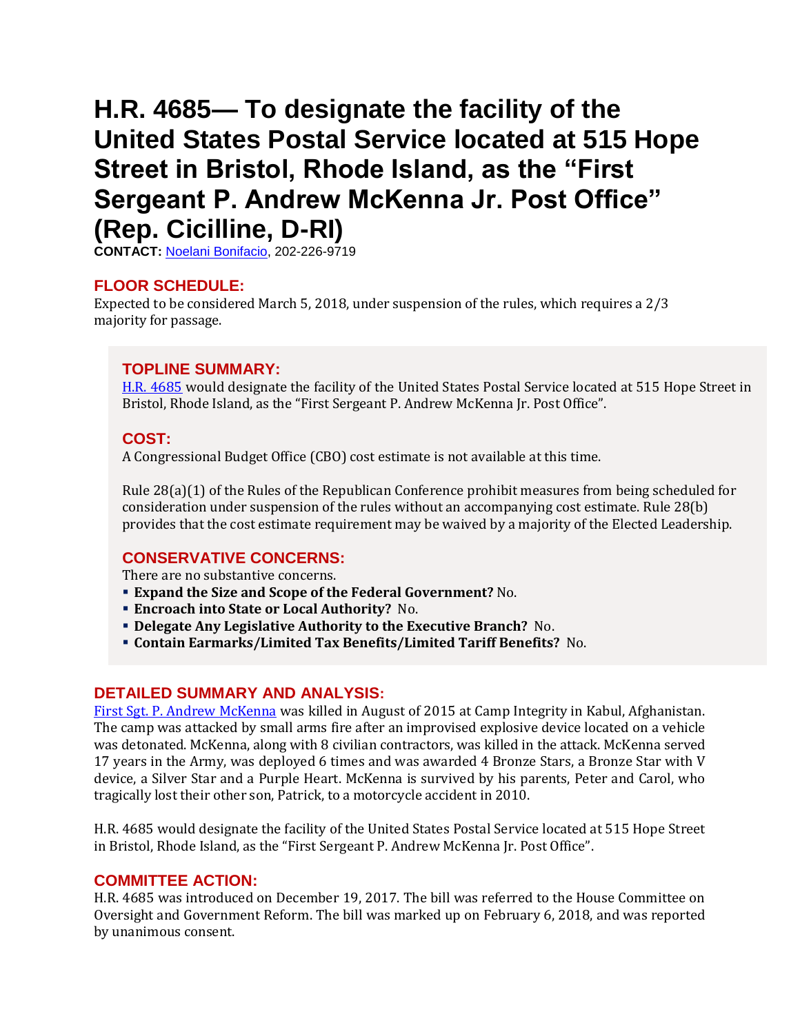# H.R. 4685— To designate the facility of the United States Postal Service located at 515 Hope Street in Bristol, Rhode Island, as the "First Sergeant P. Andrew McKenna Jr. Post Office" (Rep. Cicilline, D-RI)

**CONTACT:** Noelani Bonifacio, 202-226-9719

## FLOOR SCHEDULE:

Expected to be considered March 5, 2018, under suspension of the rules, which requires a 2/3 majority for passage.

## TOPLINE SUMMARY:

H.R. 4685 would designate the facility of the United States Postal Service located at 515 Hope Street in Bristol, Rhode Island, as the "First Sergeant P. Andrew McKenna Jr. Post Office".

## COST:

A Congressional Budget Office (CBO) cost estimate is not available at this time.

Rule 28(a)(1) of the Rules of the Republican Conference prohibit measures from being scheduled for consideration under suspension of the rules without an accompanying cost estimate. Rule 28(b) provides that the cost estimate requirement may be waived by a majority of the Elected Leadership.

## CONSERVATIVE CONCERNS:

There are no substantive concerns.

- **Expand the Size and Scope of the Federal Government?** No.
- **Encroach into State or Local Authority?** No.
- **Delegate Any Legislative Authority to the Executive Branch?** No.
- **Contain Earmarks/Limited Tax Benefits/Limited Tariff Benefits?** No.

## DETAILED SUMMARY AND ANALYSIS:

First Sgt. P. Andrew McKenna was killed in August of 2015 at Camp Integrity in Kabul, Afghanistan. The camp was attacked by small arms fire after an improvised explosive device located on a vehicle was detonated. McKenna, along with 8 civilian contractors, was killed in the attack. McKenna served 17 years in the Army, was deployed 6 times and was awarded 4 Bronze Stars, a Bronze Star with V device, a Silver Star and a Purple Heart. McKenna is survived by his parents, Peter and Carol, who tragically lost their other son, Patrick, to a motorcycle accident in 2010.

H.R. 4685 would designate the facility of the United States Postal Service located at 515 Hope Street in Bristol, Rhode Island, as the "First Sergeant P. Andrew McKenna Jr. Post Office".

## COMMITTEE ACTION:

H.R. 4685 was introduced on December 19, 2017. The bill was referred to the House Committee on Oversight and Government Reform. The bill was marked up on February 6, 2018, and was reported by unanimous consent.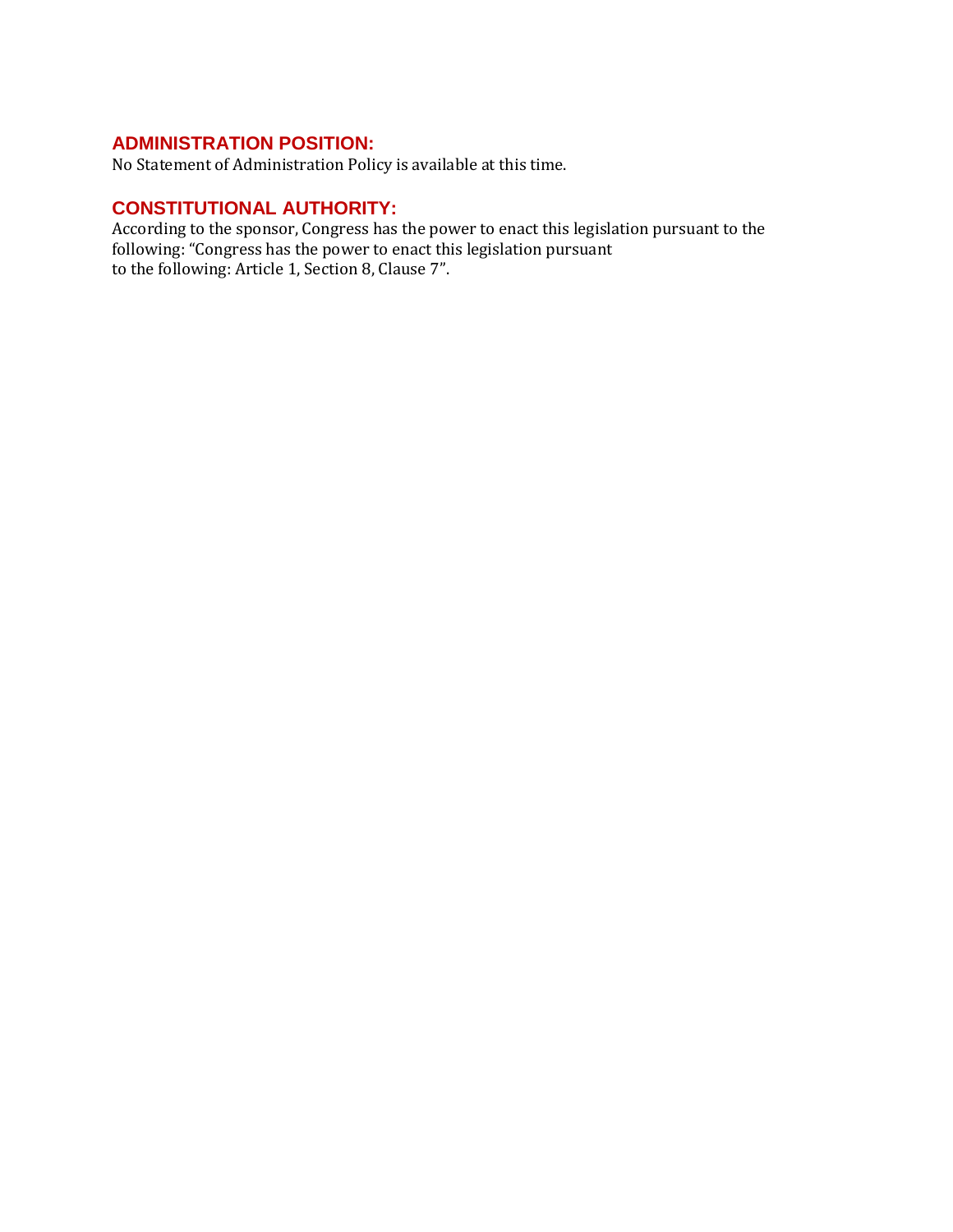## ADMINISTRATION POSITION:

No Statement of Administration Policy is available at this time.

## CONSTITUTIONAL AUTHORITY:

According to the sponsor, Congress has the power to enact this legislation pursuant to the following: "Congress has the power to enact this legislation pursuant to the following: Article 1, Section 8, Clause 7".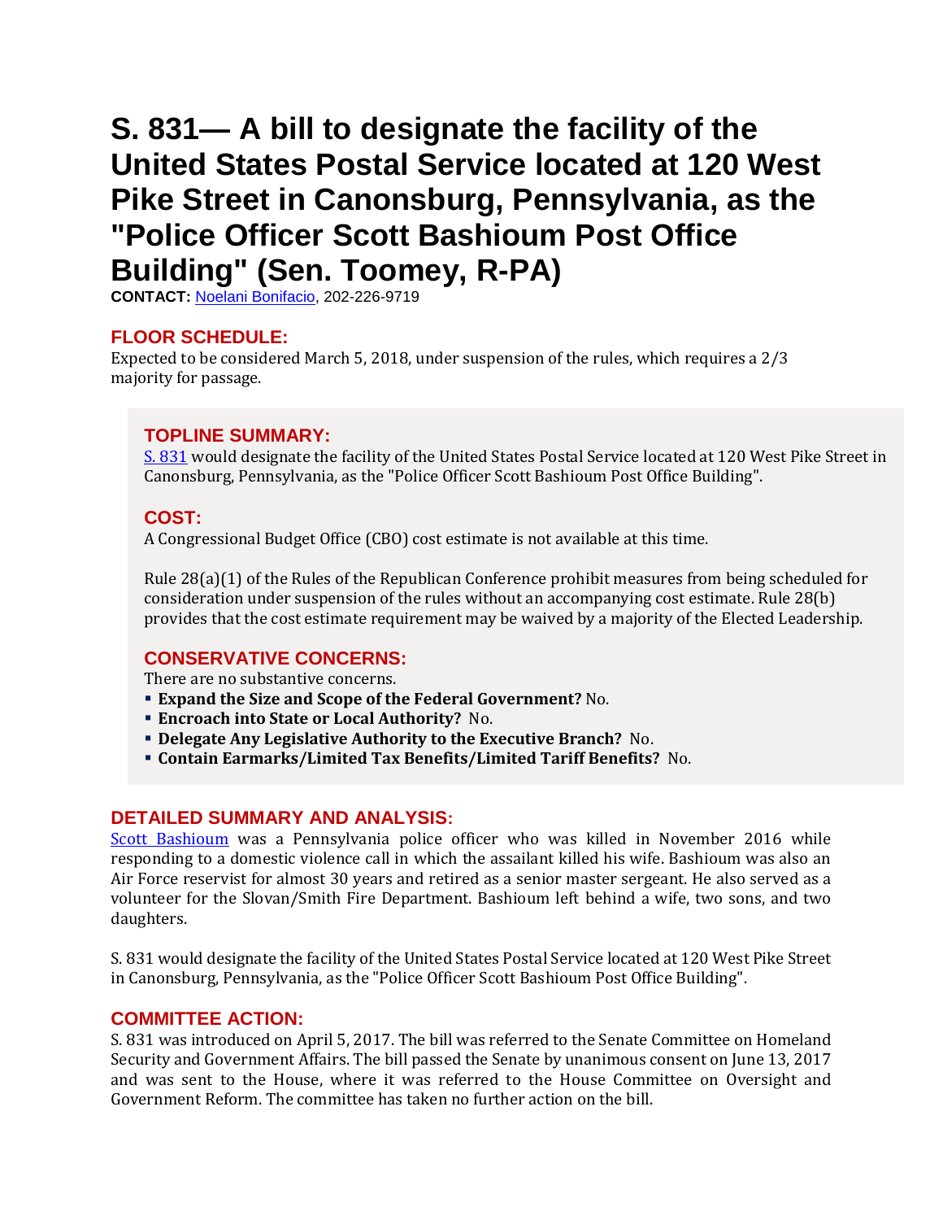# S. 831— A bill to designate the facility of the United States Postal Service located at 120 West Pike Street in Canonsburg, Pennsylvania, as the "Police Officer Scott Bashioum Post Office Building" (Sen. Toomey, R-PA)

**CONTACT:** Noelani Bonifacio, 202-226-9719

## FLOOR SCHEDULE:

Expected to be considered March 5, 2018, under suspension of the rules, which requires a 2/3 majority for passage.

## TOPLINE SUMMARY:

S. 831 would designate the facility of the United States Postal Service located at 120 West Pike Street in Canonsburg, Pennsylvania, as the "Police Officer Scott Bashioum Post Office Building".

## COST:

A Congressional Budget Office (CBO) cost estimate is not available at this time.

Rule 28(a)(1) of the Rules of the Republican Conference prohibit measures from being scheduled for consideration under suspension of the rules without an accompanying cost estimate. Rule 28(b) provides that the cost estimate requirement may be waived by a majority of the Elected Leadership.

## CONSERVATIVE CONCERNS:

There are no substantive concerns.

- **Expand the Size and Scope of the Federal Government?** No.
- **Encroach into State or Local Authority?** No.
- **Delegate Any Legislative Authority to the Executive Branch?** No.
- **Contain Earmarks/Limited Tax Benefits/Limited Tariff Benefits?** No.

## DETAILED SUMMARY AND ANALYSIS:

Scott Bashioum was a Pennsylvania police officer who was killed in November 2016 while responding to a domestic violence call in which the assailant killed his wife. Bashioum was also an Air Force reservist for almost 30 years and retired as a senior master sergeant. He also served as a volunteer for the Slovan/Smith Fire Department. Bashioum left behind a wife, two sons, and two daughters.

S. 831 would designate the facility of the United States Postal Service located at 120 West Pike Street in Canonsburg, Pennsylvania, as the "Police Officer Scott Bashioum Post Office Building".

## COMMITTEE ACTION:

S. 831 was introduced on April 5, 2017. The bill was referred to the Senate Committee on Homeland Security and Government Affairs. The bill passed the Senate by unanimous consent on June 13, 2017 and was sent to the House, where it was referred to the House Committee on Oversight and Government Reform. The committee has taken no further action on the bill.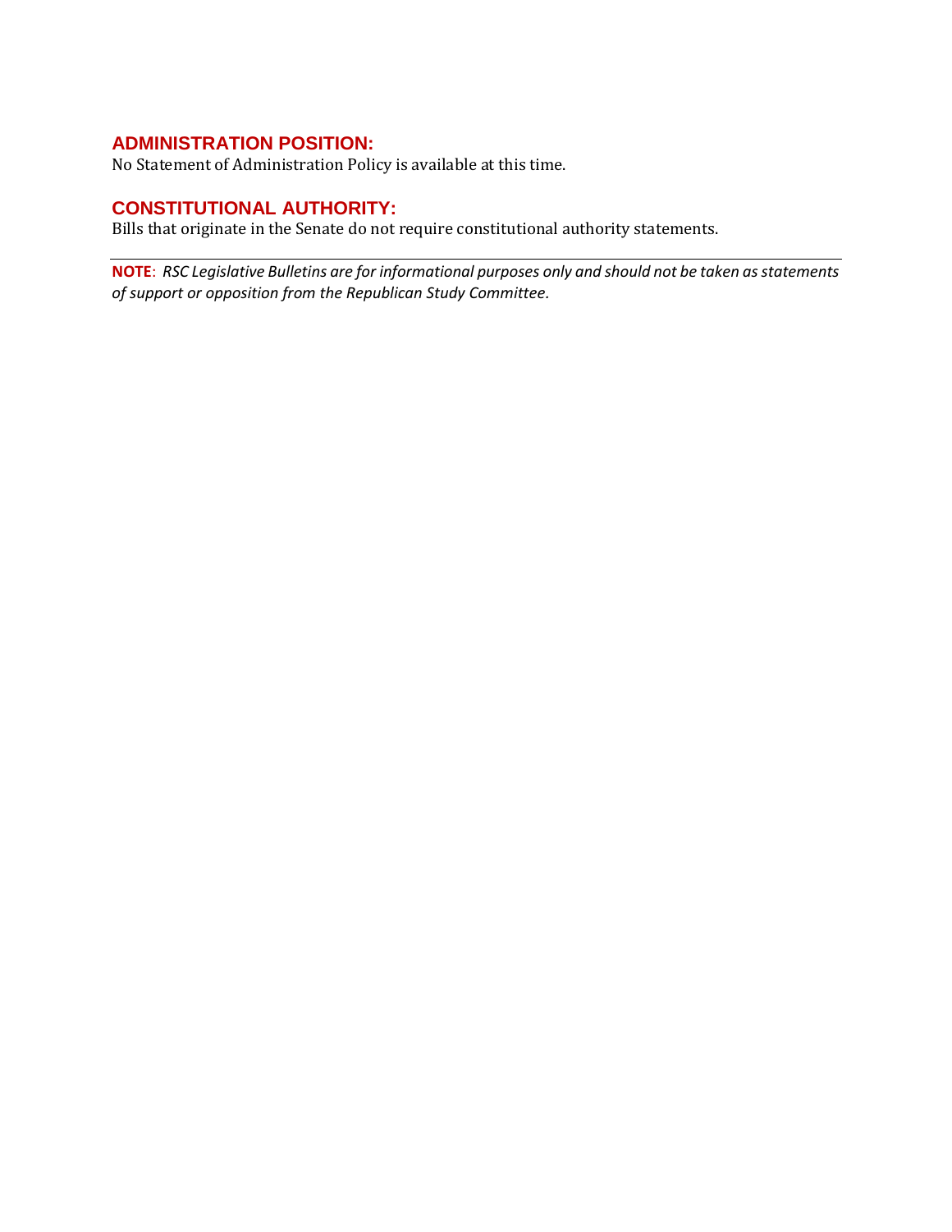## ADMINISTRATION POSITION:

No Statement of Administration Policy is available at this time.

## CONSTITUTIONAL AUTHORITY:

Bills that originate in the Senate do not require constitutional authority statements.

---

**NOTE**: *RSC Legislative Bulletins are for informational purposes only and should not be taken as statements of support or opposition from the Republican Study Committee.*